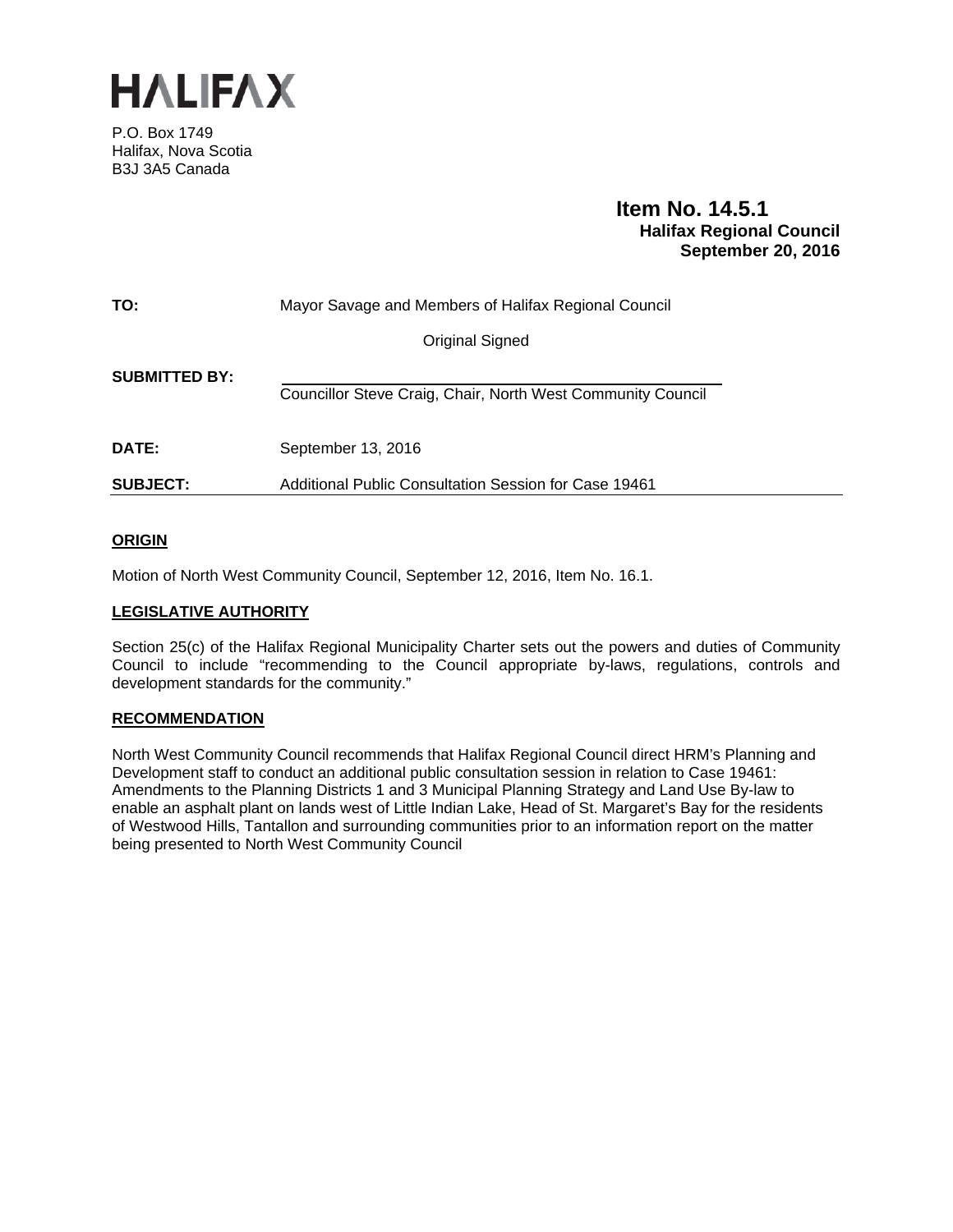# HALIFAX

P.O. Box 1749
Halifax, Nova Scotia
B3J 3A5 Canada

**Item No. 14.5.1**
**Halifax Regional Council**
**September 20, 2016**

| | |
|---|---|
| **TO:** | Mayor Savage and Members of Halifax Regional Council |
| | Original Signed |
| **SUBMITTED BY:** | Councillor Steve Craig, Chair, North West Community Council |
| **DATE:** | September 13, 2016 |
| **SUBJECT:** | Additional Public Consultation Session for Case 19461 |

## ORIGIN

Motion of North West Community Council, September 12, 2016, Item No. 16.1.

## LEGISLATIVE AUTHORITY

Section 25(c) of the Halifax Regional Municipality Charter sets out the powers and duties of Community Council to include "recommending to the Council appropriate by-laws, regulations, controls and development standards for the community."

## RECOMMENDATION

North West Community Council recommends that Halifax Regional Council direct HRM's Planning and Development staff to conduct an additional public consultation session in relation to Case 19461: Amendments to the Planning Districts 1 and 3 Municipal Planning Strategy and Land Use By-law to enable an asphalt plant on lands west of Little Indian Lake, Head of St. Margaret's Bay for the residents of Westwood Hills, Tantallon and surrounding communities prior to an information report on the matter being presented to North West Community Council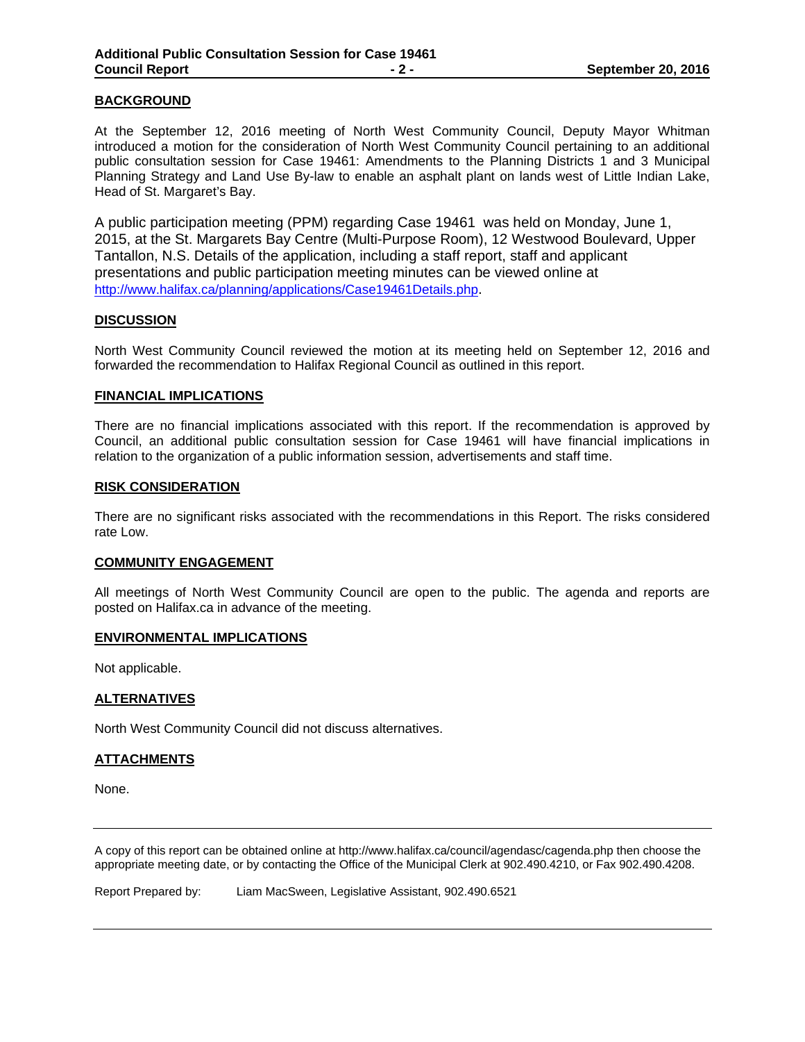## BACKGROUND

At the September 12, 2016 meeting of North West Community Council, Deputy Mayor Whitman introduced a motion for the consideration of North West Community Council pertaining to an additional public consultation session for Case 19461: Amendments to the Planning Districts 1 and 3 Municipal Planning Strategy and Land Use By-law to enable an asphalt plant on lands west of Little Indian Lake, Head of St. Margaret's Bay.

A public participation meeting (PPM) regarding Case 19461 was held on Monday, June 1, 2015, at the St. Margarets Bay Centre (Multi-Purpose Room), 12 Westwood Boulevard, Upper Tantallon, N.S. Details of the application, including a staff report, staff and applicant presentations and public participation meeting minutes can be viewed online at http://www.halifax.ca/planning/applications/Case19461Details.php.

## DISCUSSION

North West Community Council reviewed the motion at its meeting held on September 12, 2016 and forwarded the recommendation to Halifax Regional Council as outlined in this report.

## FINANCIAL IMPLICATIONS

There are no financial implications associated with this report. If the recommendation is approved by Council, an additional public consultation session for Case 19461 will have financial implications in relation to the organization of a public information session, advertisements and staff time.

## RISK CONSIDERATION

There are no significant risks associated with the recommendations in this Report. The risks considered rate Low.

## COMMUNITY ENGAGEMENT

All meetings of North West Community Council are open to the public. The agenda and reports are posted on Halifax.ca in advance of the meeting.

## ENVIRONMENTAL IMPLICATIONS

Not applicable.

## ALTERNATIVES

North West Community Council did not discuss alternatives.

## ATTACHMENTS

None.

---

A copy of this report can be obtained online at http://www.halifax.ca/council/agendasc/cagenda.php then choose the appropriate meeting date, or by contacting the Office of the Municipal Clerk at 902.490.4210, or Fax 902.490.4208.

Report Prepared by: Liam MacSween, Legislative Assistant, 902.490.6521